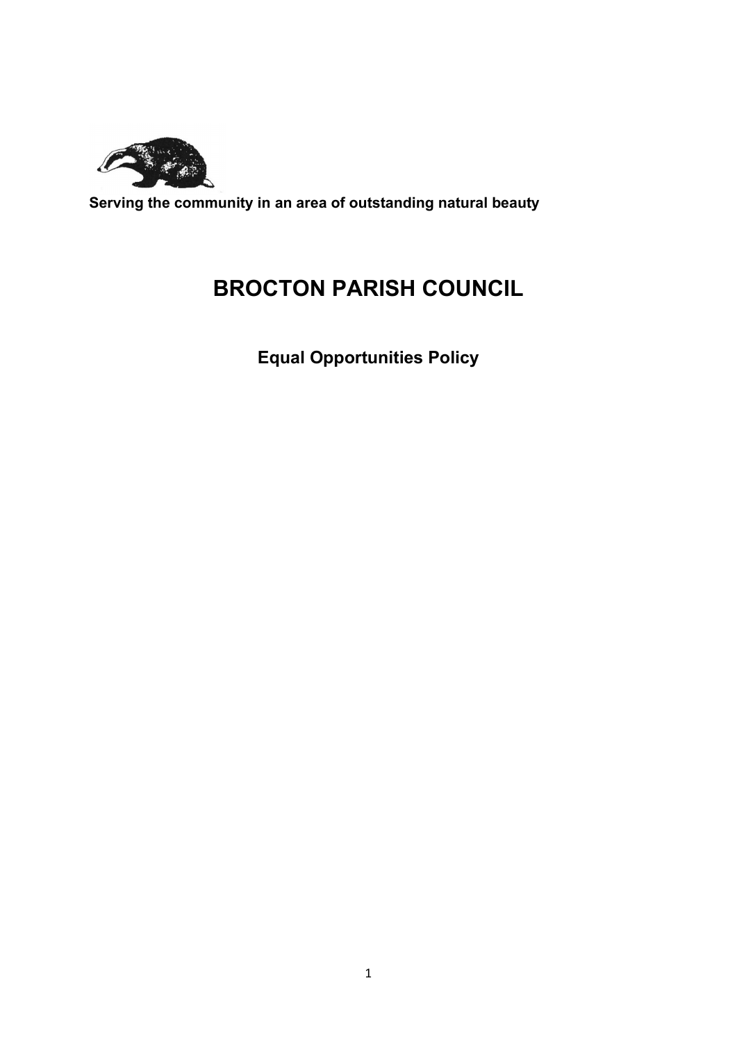**Serving the community in an area of outstanding natural beauty**

# BROCTON PARISH COUNCIL

## Equal Opportunities Policy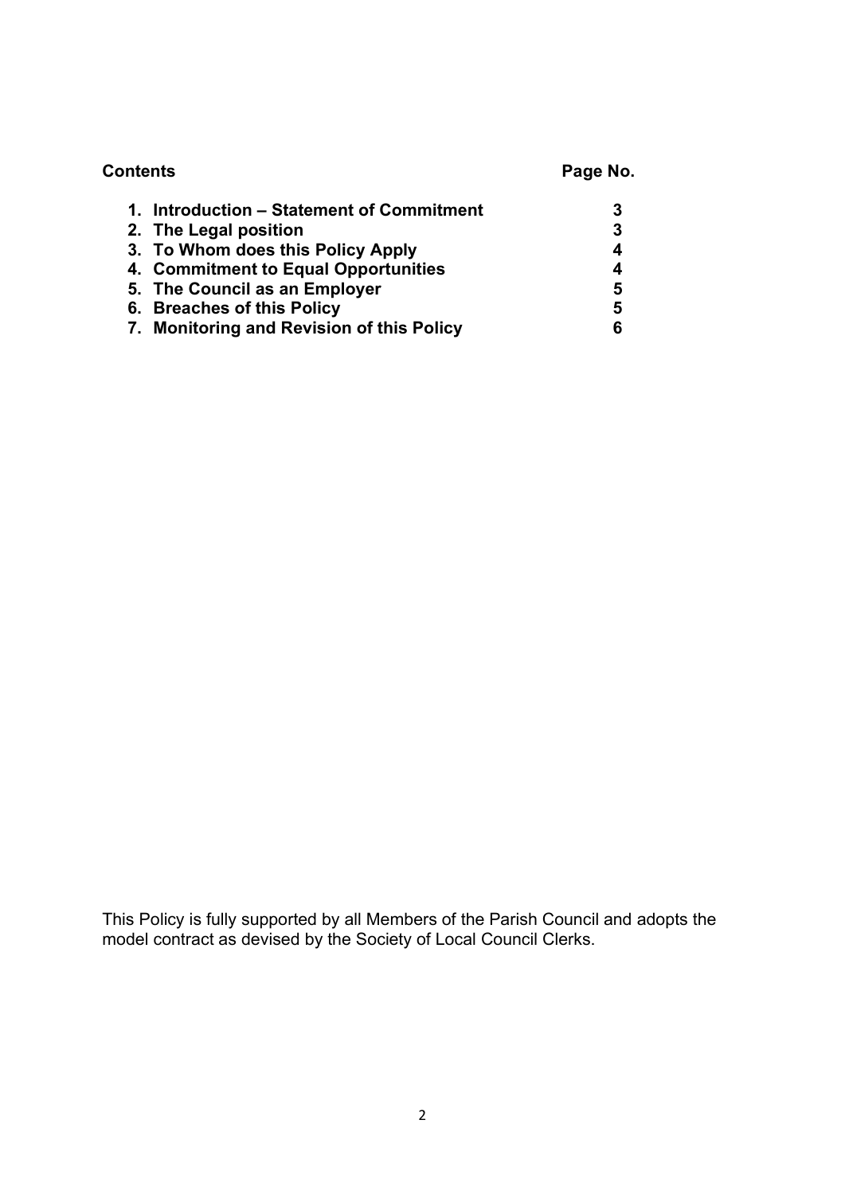**Contents** **Page No.**

| | |
|---|---|
| **1. Introduction – Statement of Commitment** | **3** |
| **2. The Legal position** | **3** |
| **3. To Whom does this Policy Apply** | **4** |
| **4. Commitment to Equal Opportunities** | **4** |
| **5. The Council as an Employer** | **5** |
| **6. Breaches of this Policy** | **5** |
| **7. Monitoring and Revision of this Policy** | **6** |

This Policy is fully supported by all Members of the Parish Council and adopts the model contract as devised by the Society of Local Council Clerks.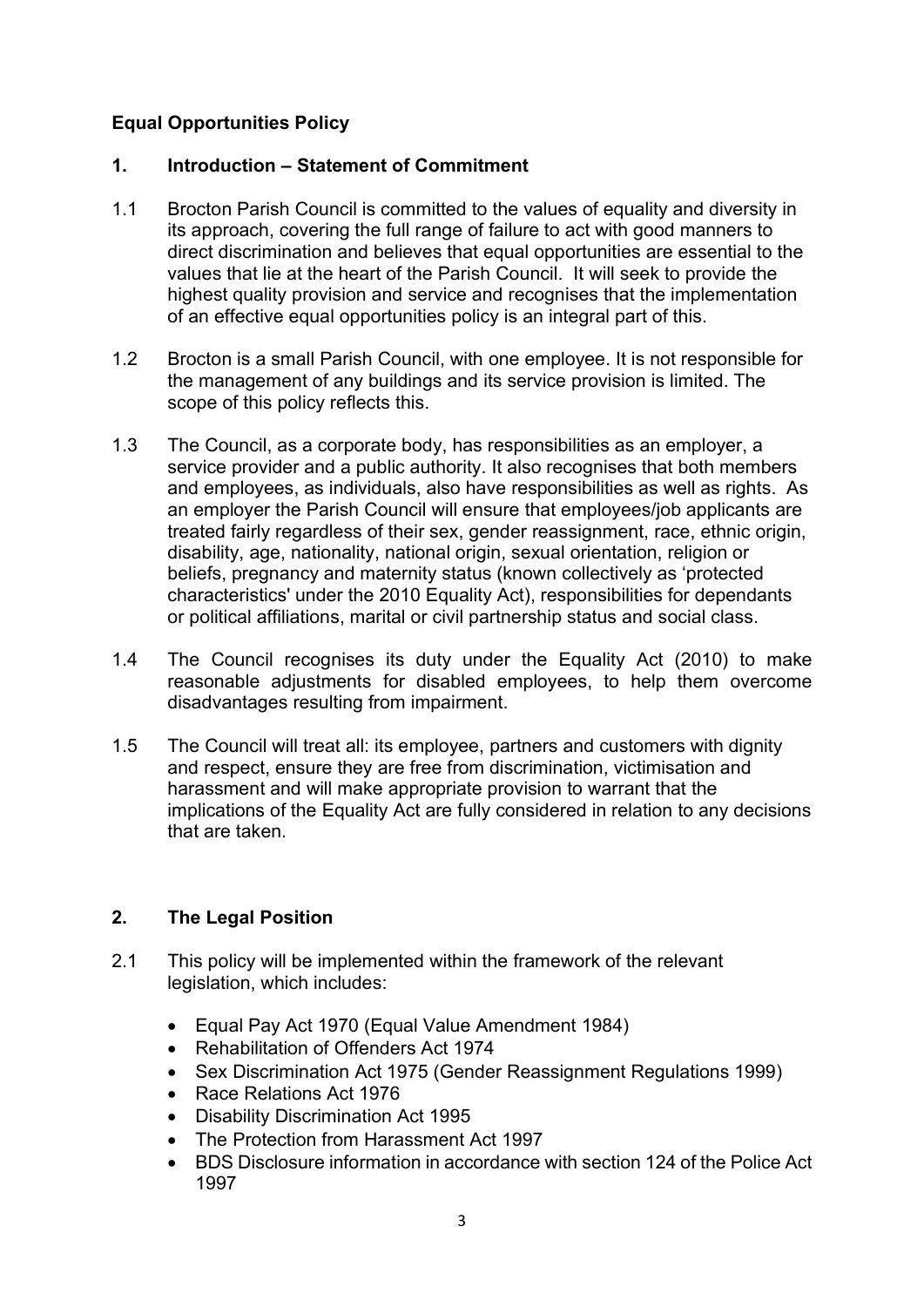**Equal Opportunities Policy**

## 1. Introduction – Statement of Commitment

1.1 Brocton Parish Council is committed to the values of equality and diversity in its approach, covering the full range of failure to act with good manners to direct discrimination and believes that equal opportunities are essential to the values that lie at the heart of the Parish Council. It will seek to provide the highest quality provision and service and recognises that the implementation of an effective equal opportunities policy is an integral part of this.

1.2 Brocton is a small Parish Council, with one employee. It is not responsible for the management of any buildings and its service provision is limited. The scope of this policy reflects this.

1.3 The Council, as a corporate body, has responsibilities as an employer, a service provider and a public authority. It also recognises that both members and employees, as individuals, also have responsibilities as well as rights. As an employer the Parish Council will ensure that employees/job applicants are treated fairly regardless of their sex, gender reassignment, race, ethnic origin, disability, age, nationality, national origin, sexual orientation, religion or beliefs, pregnancy and maternity status (known collectively as 'protected characteristics' under the 2010 Equality Act), responsibilities for dependants or political affiliations, marital or civil partnership status and social class.

1.4 The Council recognises its duty under the Equality Act (2010) to make reasonable adjustments for disabled employees, to help them overcome disadvantages resulting from impairment.

1.5 The Council will treat all: its employee, partners and customers with dignity and respect, ensure they are free from discrimination, victimisation and harassment and will make appropriate provision to warrant that the implications of the Equality Act are fully considered in relation to any decisions that are taken.

## 2. The Legal Position

2.1 This policy will be implemented within the framework of the relevant legislation, which includes:

- Equal Pay Act 1970 (Equal Value Amendment 1984)
- Rehabilitation of Offenders Act 1974
- Sex Discrimination Act 1975 (Gender Reassignment Regulations 1999)
- Race Relations Act 1976
- Disability Discrimination Act 1995
- The Protection from Harassment Act 1997
- BDS Disclosure information in accordance with section 124 of the Police Act 1997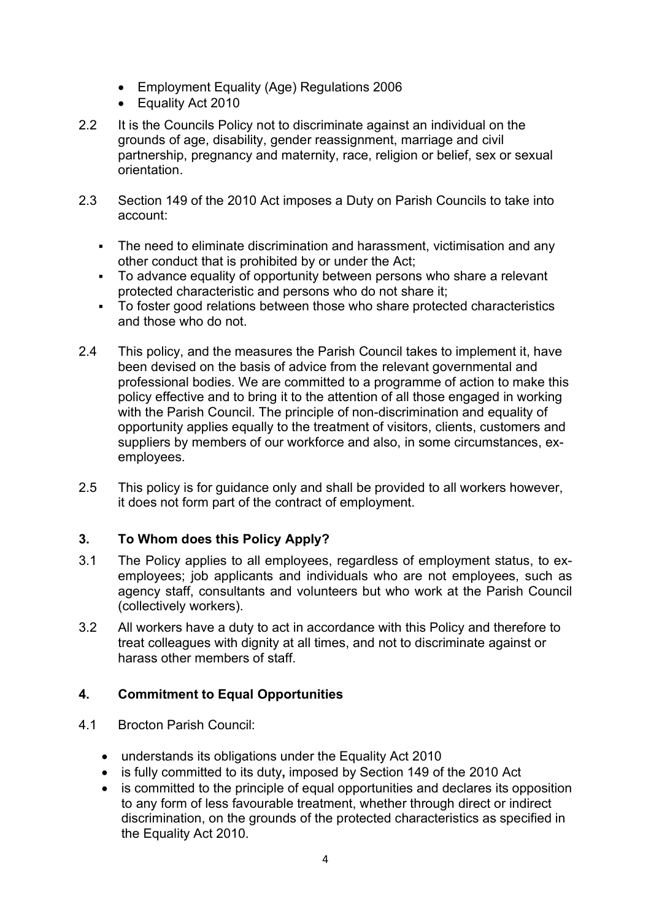- Employment Equality (Age) Regulations 2006
- Equality Act 2010

2.2 It is the Councils Policy not to discriminate against an individual on the grounds of age, disability, gender reassignment, marriage and civil partnership, pregnancy and maternity, race, religion or belief, sex or sexual orientation.

2.3 Section 149 of the 2010 Act imposes a Duty on Parish Councils to take into account:

- The need to eliminate discrimination and harassment, victimisation and any other conduct that is prohibited by or under the Act;
- To advance equality of opportunity between persons who share a relevant protected characteristic and persons who do not share it;
- To foster good relations between those who share protected characteristics and those who do not.

2.4 This policy, and the measures the Parish Council takes to implement it, have been devised on the basis of advice from the relevant governmental and professional bodies. We are committed to a programme of action to make this policy effective and to bring it to the attention of all those engaged in working with the Parish Council. The principle of non-discrimination and equality of opportunity applies equally to the treatment of visitors, clients, customers and suppliers by members of our workforce and also, in some circumstances, ex-employees.

2.5 This policy is for guidance only and shall be provided to all workers however, it does not form part of the contract of employment.

## 3. To Whom does this Policy Apply?

3.1 The Policy applies to all employees, regardless of employment status, to ex-employees; job applicants and individuals who are not employees, such as agency staff, consultants and volunteers but who work at the Parish Council (collectively workers).

3.2 All workers have a duty to act in accordance with this Policy and therefore to treat colleagues with dignity at all times, and not to discriminate against or harass other members of staff.

## 4. Commitment to Equal Opportunities

4.1 Brocton Parish Council:

- understands its obligations under the Equality Act 2010
- is fully committed to its duty**,** imposed by Section 149 of the 2010 Act
- is committed to the principle of equal opportunities and declares its opposition to any form of less favourable treatment, whether through direct or indirect discrimination, on the grounds of the protected characteristics as specified in the Equality Act 2010.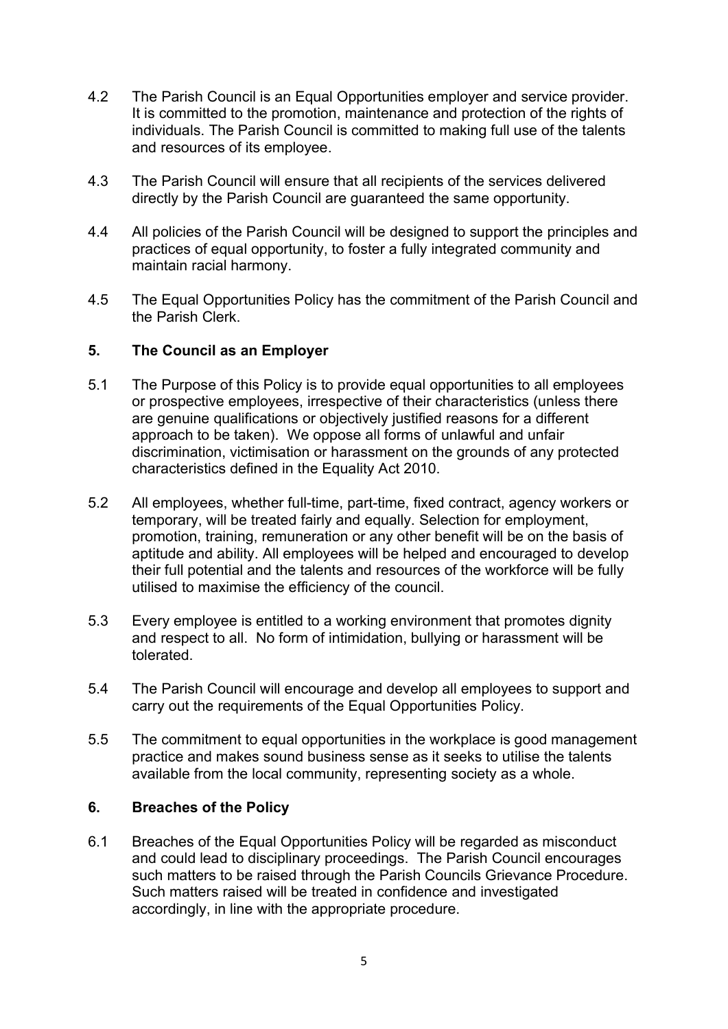4.2 The Parish Council is an Equal Opportunities employer and service provider. It is committed to the promotion, maintenance and protection of the rights of individuals. The Parish Council is committed to making full use of the talents and resources of its employee.

4.3 The Parish Council will ensure that all recipients of the services delivered directly by the Parish Council are guaranteed the same opportunity.

4.4 All policies of the Parish Council will be designed to support the principles and practices of equal opportunity, to foster a fully integrated community and maintain racial harmony.

4.5 The Equal Opportunities Policy has the commitment of the Parish Council and the Parish Clerk.

## 5. The Council as an Employer

5.1 The Purpose of this Policy is to provide equal opportunities to all employees or prospective employees, irrespective of their characteristics (unless there are genuine qualifications or objectively justified reasons for a different approach to be taken). We oppose all forms of unlawful and unfair discrimination, victimisation or harassment on the grounds of any protected characteristics defined in the Equality Act 2010.

5.2 All employees, whether full-time, part-time, fixed contract, agency workers or temporary, will be treated fairly and equally. Selection for employment, promotion, training, remuneration or any other benefit will be on the basis of aptitude and ability. All employees will be helped and encouraged to develop their full potential and the talents and resources of the workforce will be fully utilised to maximise the efficiency of the council.

5.3 Every employee is entitled to a working environment that promotes dignity and respect to all. No form of intimidation, bullying or harassment will be tolerated.

5.4 The Parish Council will encourage and develop all employees to support and carry out the requirements of the Equal Opportunities Policy.

5.5 The commitment to equal opportunities in the workplace is good management practice and makes sound business sense as it seeks to utilise the talents available from the local community, representing society as a whole.

## 6. Breaches of the Policy

6.1 Breaches of the Equal Opportunities Policy will be regarded as misconduct and could lead to disciplinary proceedings. The Parish Council encourages such matters to be raised through the Parish Councils Grievance Procedure. Such matters raised will be treated in confidence and investigated accordingly, in line with the appropriate procedure.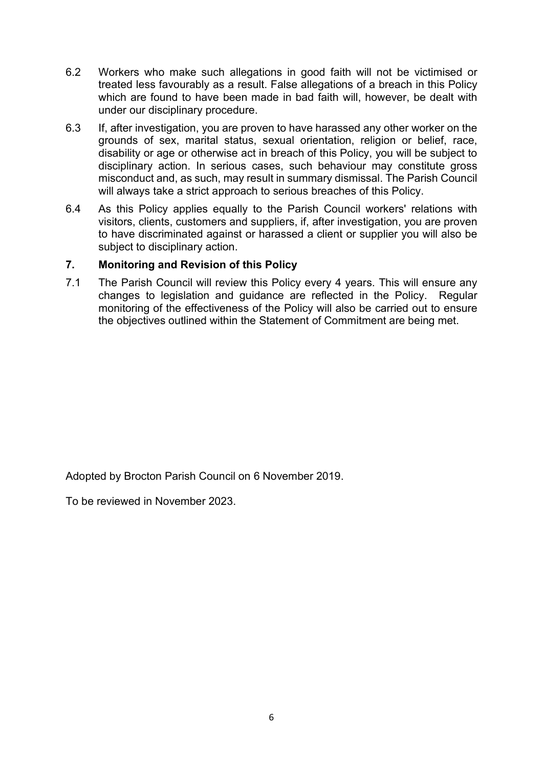6.2 Workers who make such allegations in good faith will not be victimised or treated less favourably as a result. False allegations of a breach in this Policy which are found to have been made in bad faith will, however, be dealt with under our disciplinary procedure.

6.3 If, after investigation, you are proven to have harassed any other worker on the grounds of sex, marital status, sexual orientation, religion or belief, race, disability or age or otherwise act in breach of this Policy, you will be subject to disciplinary action. In serious cases, such behaviour may constitute gross misconduct and, as such, may result in summary dismissal. The Parish Council will always take a strict approach to serious breaches of this Policy.

6.4 As this Policy applies equally to the Parish Council workers' relations with visitors, clients, customers and suppliers, if, after investigation, you are proven to have discriminated against or harassed a client or supplier you will also be subject to disciplinary action.

## 7. Monitoring and Revision of this Policy

7.1 The Parish Council will review this Policy every 4 years. This will ensure any changes to legislation and guidance are reflected in the Policy. Regular monitoring of the effectiveness of the Policy will also be carried out to ensure the objectives outlined within the Statement of Commitment are being met.

Adopted by Brocton Parish Council on 6 November 2019.

To be reviewed in November 2023.